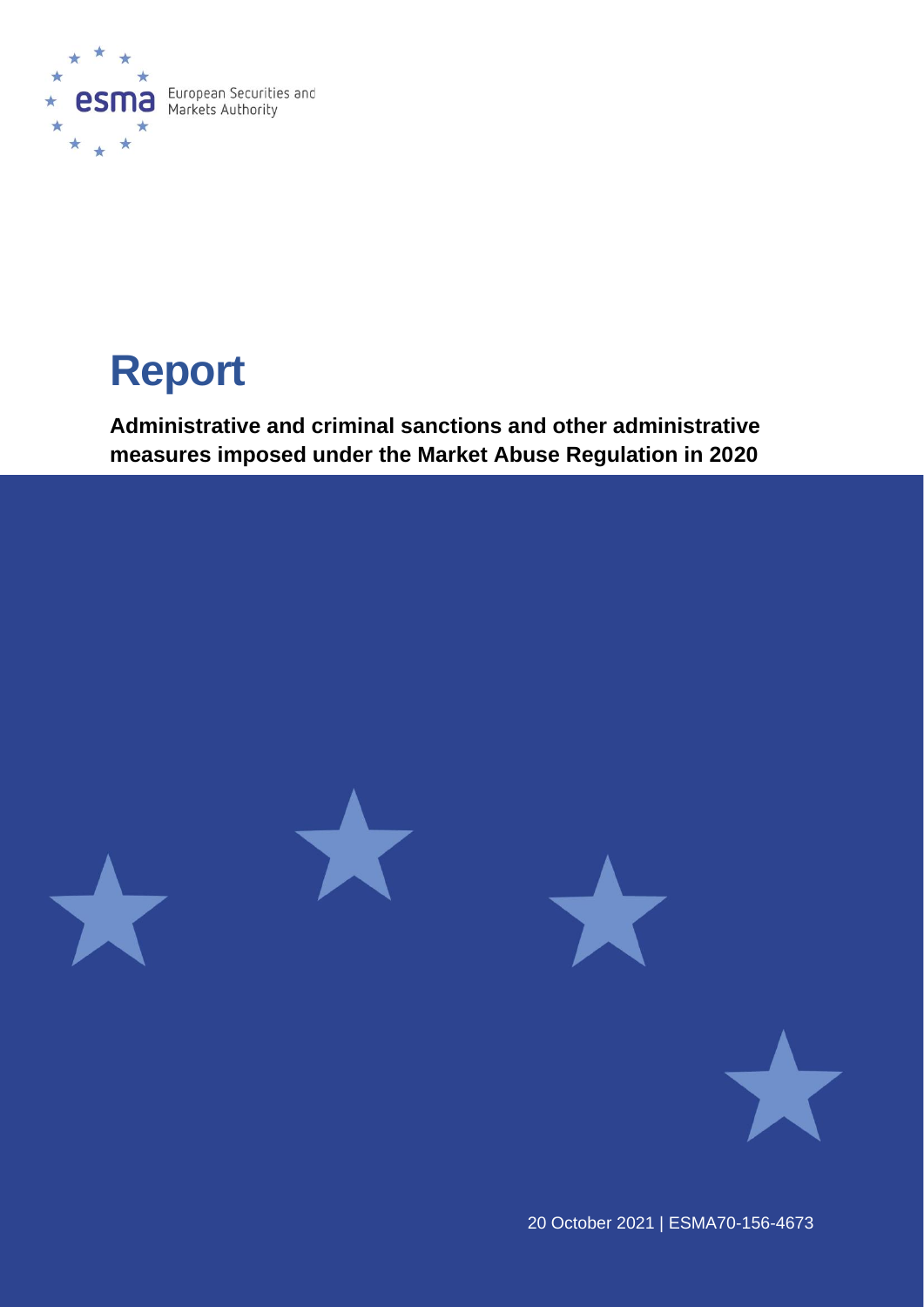European Securities and Markets Authority

# Report

**Administrative and criminal sanctions and other administrative measures imposed under the Market Abuse Regulation in 2020**

20 October 2021 | ESMA70-156-4673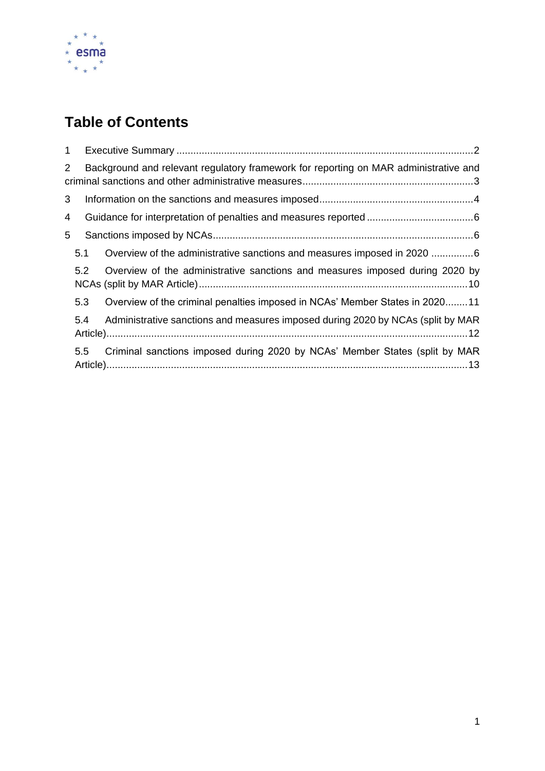# Table of Contents

1 Executive Summary ......................................................................................................... 2

2 Background and relevant regulatory framework for reporting on MAR administrative and criminal sanctions and other administrative measures ............................................................. 3

3 Information on the sanctions and measures imposed ....................................................... 4

4 Guidance for interpretation of penalties and measures reported ...................................... 6

5 Sanctions imposed by NCAs ............................................................................................ 6

- 5.1 Overview of the administrative sanctions and measures imposed in 2020 ............... 6
- 5.2 Overview of the administrative sanctions and measures imposed during 2020 by NCAs (split by MAR Article) ................................................................................................ 10
- 5.3 Overview of the criminal penalties imposed in NCAs' Member States in 2020 ........ 11
- 5.4 Administrative sanctions and measures imposed during 2020 by NCAs (split by MAR Article) ................................................................................................................................ 12
- 5.5 Criminal sanctions imposed during 2020 by NCAs' Member States (split by MAR Article) ................................................................................................................................ 13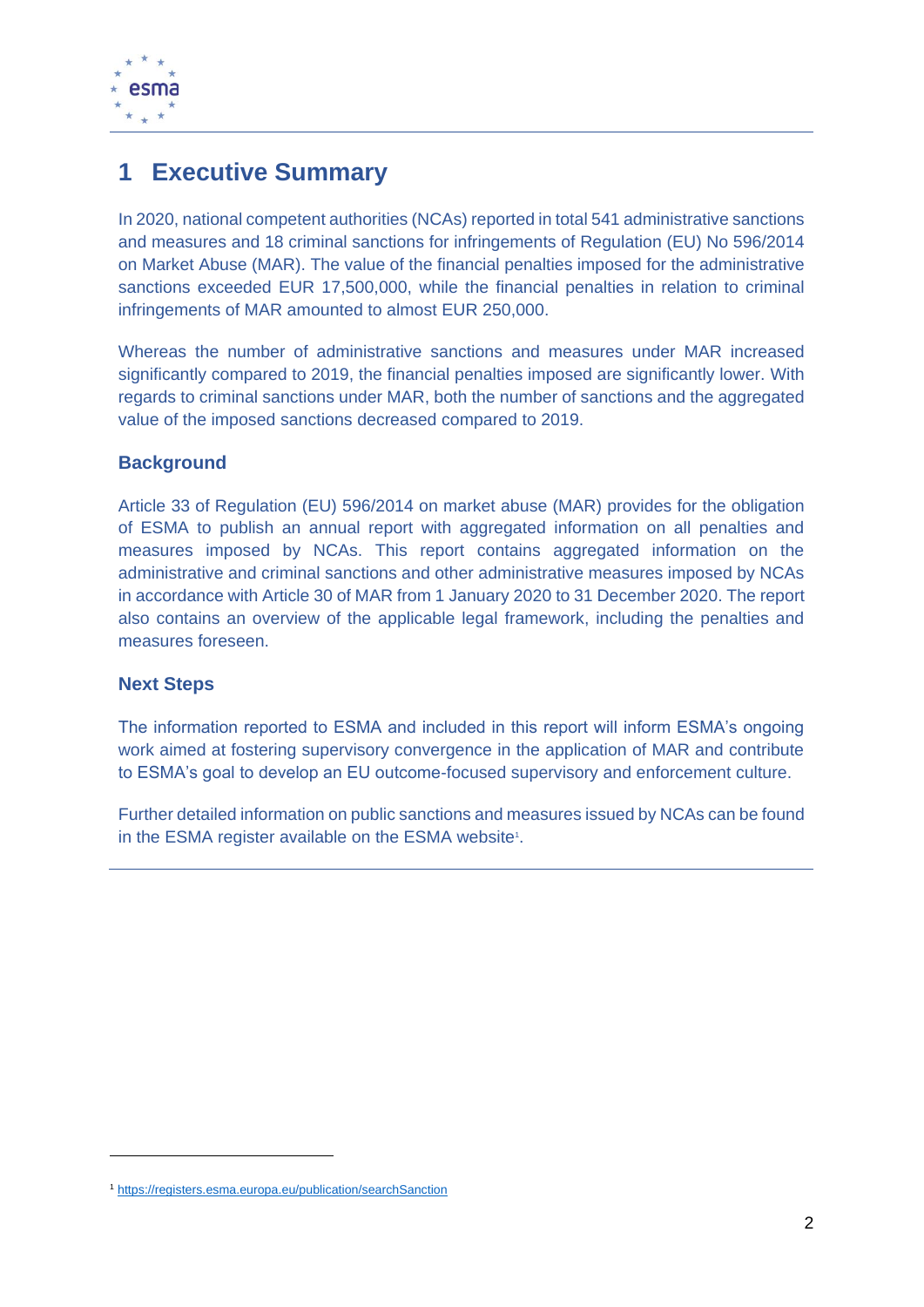# 1 Executive Summary

In 2020, national competent authorities (NCAs) reported in total 541 administrative sanctions and measures and 18 criminal sanctions for infringements of Regulation (EU) No 596/2014 on Market Abuse (MAR). The value of the financial penalties imposed for the administrative sanctions exceeded EUR 17,500,000, while the financial penalties in relation to criminal infringements of MAR amounted to almost EUR 250,000.

Whereas the number of administrative sanctions and measures under MAR increased significantly compared to 2019, the financial penalties imposed are significantly lower. With regards to criminal sanctions under MAR, both the number of sanctions and the aggregated value of the imposed sanctions decreased compared to 2019.

### Background

Article 33 of Regulation (EU) 596/2014 on market abuse (MAR) provides for the obligation of ESMA to publish an annual report with aggregated information on all penalties and measures imposed by NCAs. This report contains aggregated information on the administrative and criminal sanctions and other administrative measures imposed by NCAs in accordance with Article 30 of MAR from 1 January 2020 to 31 December 2020. The report also contains an overview of the applicable legal framework, including the penalties and measures foreseen.

### Next Steps

The information reported to ESMA and included in this report will inform ESMA's ongoing work aimed at fostering supervisory convergence in the application of MAR and contribute to ESMA's goal to develop an EU outcome-focused supervisory and enforcement culture.

Further detailed information on public sanctions and measures issued by NCAs can be found in the ESMA register available on the ESMA website[1].

---

[1] https://registers.esma.europa.eu/publication/searchSanction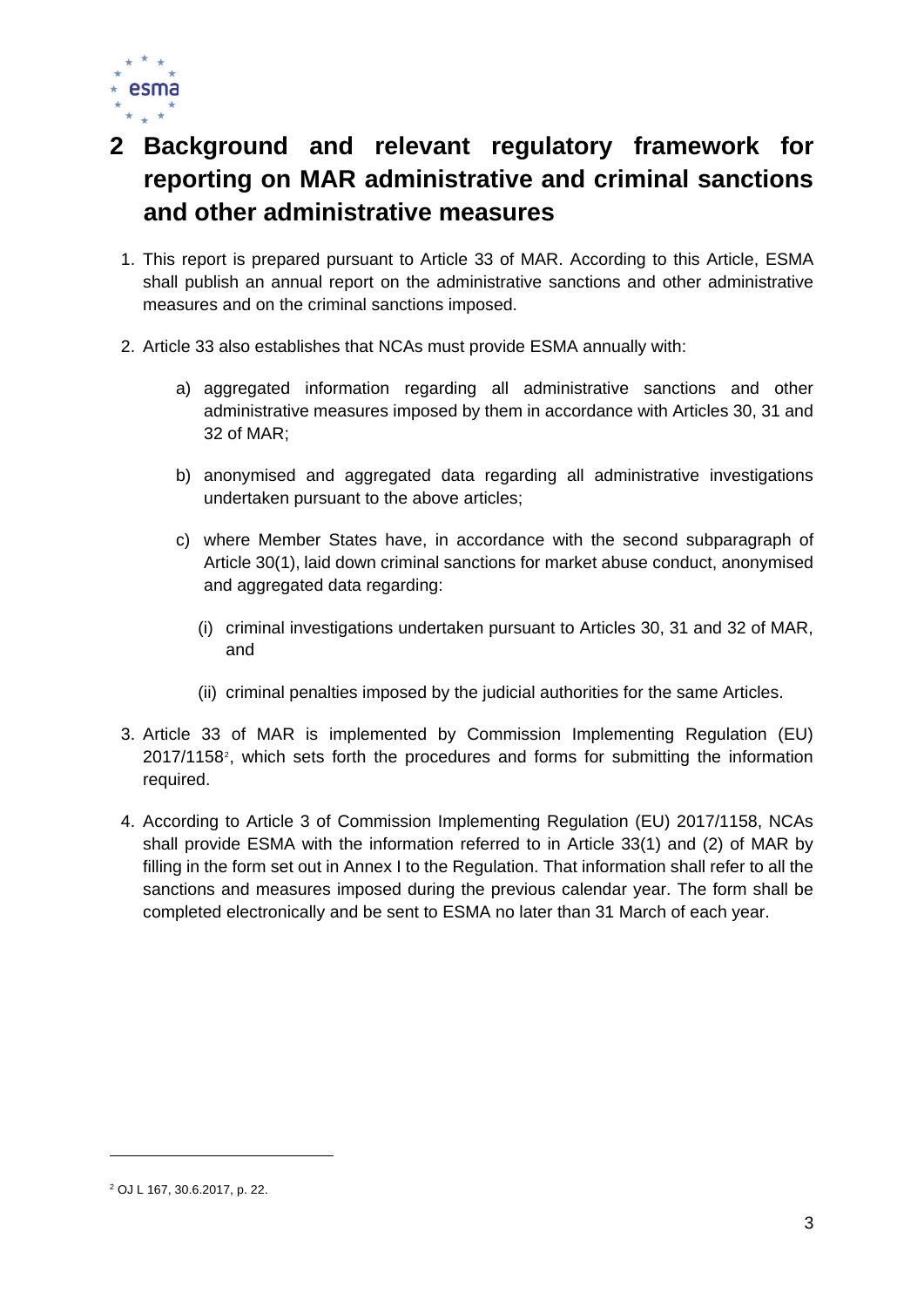# 2 Background and relevant regulatory framework for reporting on MAR administrative and criminal sanctions and other administrative measures

1. This report is prepared pursuant to Article 33 of MAR. According to this Article, ESMA shall publish an annual report on the administrative sanctions and other administrative measures and on the criminal sanctions imposed.

2. Article 33 also establishes that NCAs must provide ESMA annually with:

   a) aggregated information regarding all administrative sanctions and other administrative measures imposed by them in accordance with Articles 30, 31 and 32 of MAR;

   b) anonymised and aggregated data regarding all administrative investigations undertaken pursuant to the above articles;

   c) where Member States have, in accordance with the second subparagraph of Article 30(1), laid down criminal sanctions for market abuse conduct, anonymised and aggregated data regarding:

      (i) criminal investigations undertaken pursuant to Articles 30, 31 and 32 of MAR, and

      (ii) criminal penalties imposed by the judicial authorities for the same Articles.

3. Article 33 of MAR is implemented by Commission Implementing Regulation (EU) 2017/1158[2], which sets forth the procedures and forms for submitting the information required.

4. According to Article 3 of Commission Implementing Regulation (EU) 2017/1158, NCAs shall provide ESMA with the information referred to in Article 33(1) and (2) of MAR by filling in the form set out in Annex I to the Regulation. That information shall refer to all the sanctions and measures imposed during the previous calendar year. The form shall be completed electronically and be sent to ESMA no later than 31 March of each year.

[2] OJ L 167, 30.6.2017, p. 22.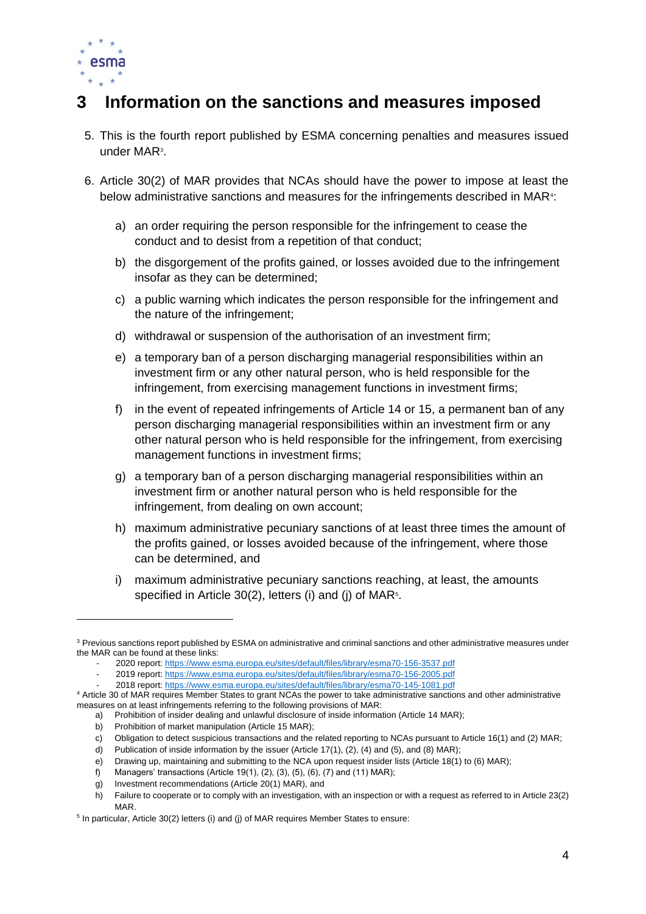# 3 Information on the sanctions and measures imposed

5. This is the fourth report published by ESMA concerning penalties and measures issued under MAR[3].

6. Article 30(2) of MAR provides that NCAs should have the power to impose at least the below administrative sanctions and measures for the infringements described in MAR[4]:

   a) an order requiring the person responsible for the infringement to cease the conduct and to desist from a repetition of that conduct;

   b) the disgorgement of the profits gained, or losses avoided due to the infringement insofar as they can be determined;

   c) a public warning which indicates the person responsible for the infringement and the nature of the infringement;

   d) withdrawal or suspension of the authorisation of an investment firm;

   e) a temporary ban of a person discharging managerial responsibilities within an investment firm or any other natural person, who is held responsible for the infringement, from exercising management functions in investment firms;

   f) in the event of repeated infringements of Article 14 or 15, a permanent ban of any person discharging managerial responsibilities within an investment firm or any other natural person who is held responsible for the infringement, from exercising management functions in investment firms;

   g) a temporary ban of a person discharging managerial responsibilities within an investment firm or another natural person who is held responsible for the infringement, from dealing on own account;

   h) maximum administrative pecuniary sanctions of at least three times the amount of the profits gained, or losses avoided because of the infringement, where those can be determined, and

   i) maximum administrative pecuniary sanctions reaching, at least, the amounts specified in Article 30(2), letters (i) and (j) of MAR[5].

---

[3] Previous sanctions report published by ESMA on administrative and criminal sanctions and other administrative measures under the MAR can be found at these links:

- 2020 report: https://www.esma.europa.eu/sites/default/files/library/esma70-156-3537.pdf
- 2019 report: https://www.esma.europa.eu/sites/default/files/library/esma70-156-2005.pdf
- 2018 report: https://www.esma.europa.eu/sites/default/files/library/esma70-145-1081.pdf

[4] Article 30 of MAR requires Member States to grant NCAs the power to take administrative sanctions and other administrative measures on at least infringements referring to the following provisions of MAR:

a) Prohibition of insider dealing and unlawful disclosure of inside information (Article 14 MAR);
b) Prohibition of market manipulation (Article 15 MAR);
c) Obligation to detect suspicious transactions and the related reporting to NCAs pursuant to Article 16(1) and (2) MAR;
d) Publication of inside information by the issuer (Article 17(1), (2), (4) and (5), and (8) MAR);
e) Drawing up, maintaining and submitting to the NCA upon request insider lists (Article 18(1) to (6) MAR);
f) Managers' transactions (Article 19(1), (2), (3), (5), (6), (7) and (11) MAR);
g) Investment recommendations (Article 20(1) MAR), and
h) Failure to cooperate or to comply with an investigation, with an inspection or with a request as referred to in Article 23(2) MAR.

[5] In particular, Article 30(2) letters (i) and (j) of MAR requires Member States to ensure: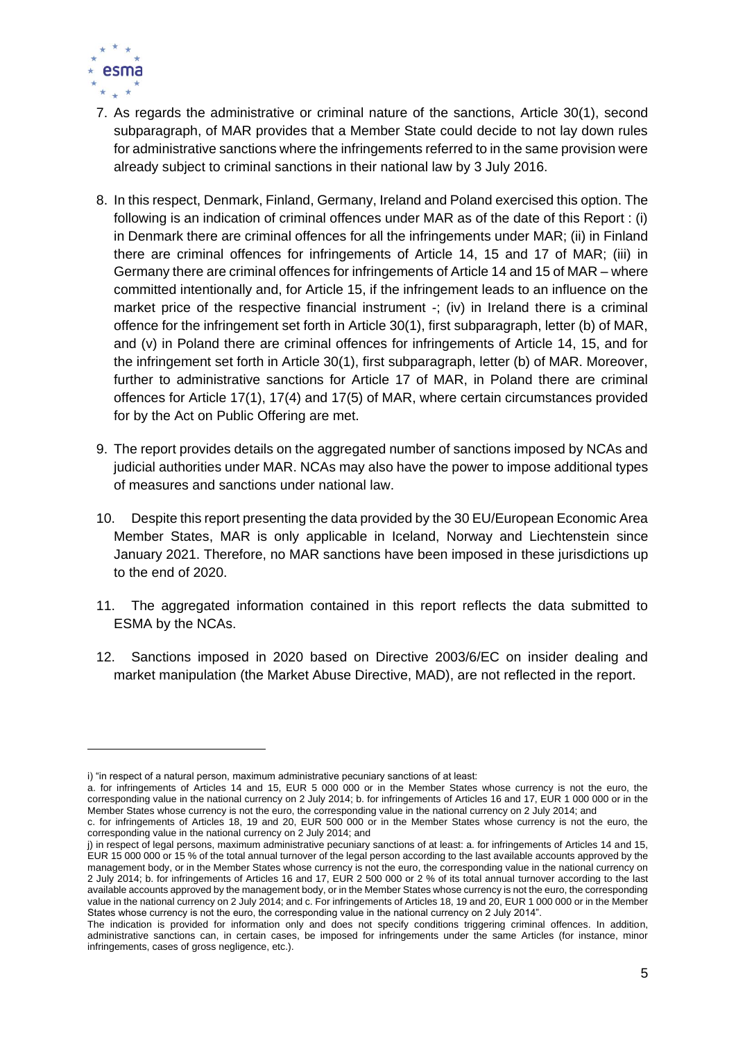7. As regards the administrative or criminal nature of the sanctions, Article 30(1), second subparagraph, of MAR provides that a Member State could decide to not lay down rules for administrative sanctions where the infringements referred to in the same provision were already subject to criminal sanctions in their national law by 3 July 2016.

8. In this respect, Denmark, Finland, Germany, Ireland and Poland exercised this option. The following is an indication of criminal offences under MAR as of the date of this Report : (i) in Denmark there are criminal offences for all the infringements under MAR; (ii) in Finland there are criminal offences for infringements of Article 14, 15 and 17 of MAR; (iii) in Germany there are criminal offences for infringements of Article 14 and 15 of MAR – where committed intentionally and, for Article 15, if the infringement leads to an influence on the market price of the respective financial instrument -; (iv) in Ireland there is a criminal offence for the infringement set forth in Article 30(1), first subparagraph, letter (b) of MAR, and (v) in Poland there are criminal offences for infringements of Article 14, 15, and for the infringement set forth in Article 30(1), first subparagraph, letter (b) of MAR. Moreover, further to administrative sanctions for Article 17 of MAR, in Poland there are criminal offences for Article 17(1), 17(4) and 17(5) of MAR, where certain circumstances provided for by the Act on Public Offering are met.

9. The report provides details on the aggregated number of sanctions imposed by NCAs and judicial authorities under MAR. NCAs may also have the power to impose additional types of measures and sanctions under national law.

10. Despite this report presenting the data provided by the 30 EU/European Economic Area Member States, MAR is only applicable in Iceland, Norway and Liechtenstein since January 2021. Therefore, no MAR sanctions have been imposed in these jurisdictions up to the end of 2020.

11. The aggregated information contained in this report reflects the data submitted to ESMA by the NCAs.

12. Sanctions imposed in 2020 based on Directive 2003/6/EC on insider dealing and market manipulation (the Market Abuse Directive, MAD), are not reflected in the report.

---

i) "in respect of a natural person, maximum administrative pecuniary sanctions of at least:
a. for infringements of Articles 14 and 15, EUR 5 000 000 or in the Member States whose currency is not the euro, the corresponding value in the national currency on 2 July 2014; b. for infringements of Articles 16 and 17, EUR 1 000 000 or in the Member States whose currency is not the euro, the corresponding value in the national currency on 2 July 2014; and
c. for infringements of Articles 18, 19 and 20, EUR 500 000 or in the Member States whose currency is not the euro, the corresponding value in the national currency on 2 July 2014; and
j) in respect of legal persons, maximum administrative pecuniary sanctions of at least: a. for infringements of Articles 14 and 15, EUR 15 000 000 or 15 % of the total annual turnover of the legal person according to the last available accounts approved by the management body, or in the Member States whose currency is not the euro, the corresponding value in the national currency on 2 July 2014; b. for infringements of Articles 16 and 17, EUR 2 500 000 or 2 % of its total annual turnover according to the last available accounts approved by the management body, or in the Member States whose currency is not the euro, the corresponding value in the national currency on 2 July 2014; and c. For infringements of Articles 18, 19 and 20, EUR 1 000 000 or in the Member States whose currency is not the euro, the corresponding value in the national currency on 2 July 2014".
The indication is provided for information only and does not specify conditions triggering criminal offences. In addition, administrative sanctions can, in certain cases, be imposed for infringements under the same Articles (for instance, minor infringements, cases of gross negligence, etc.).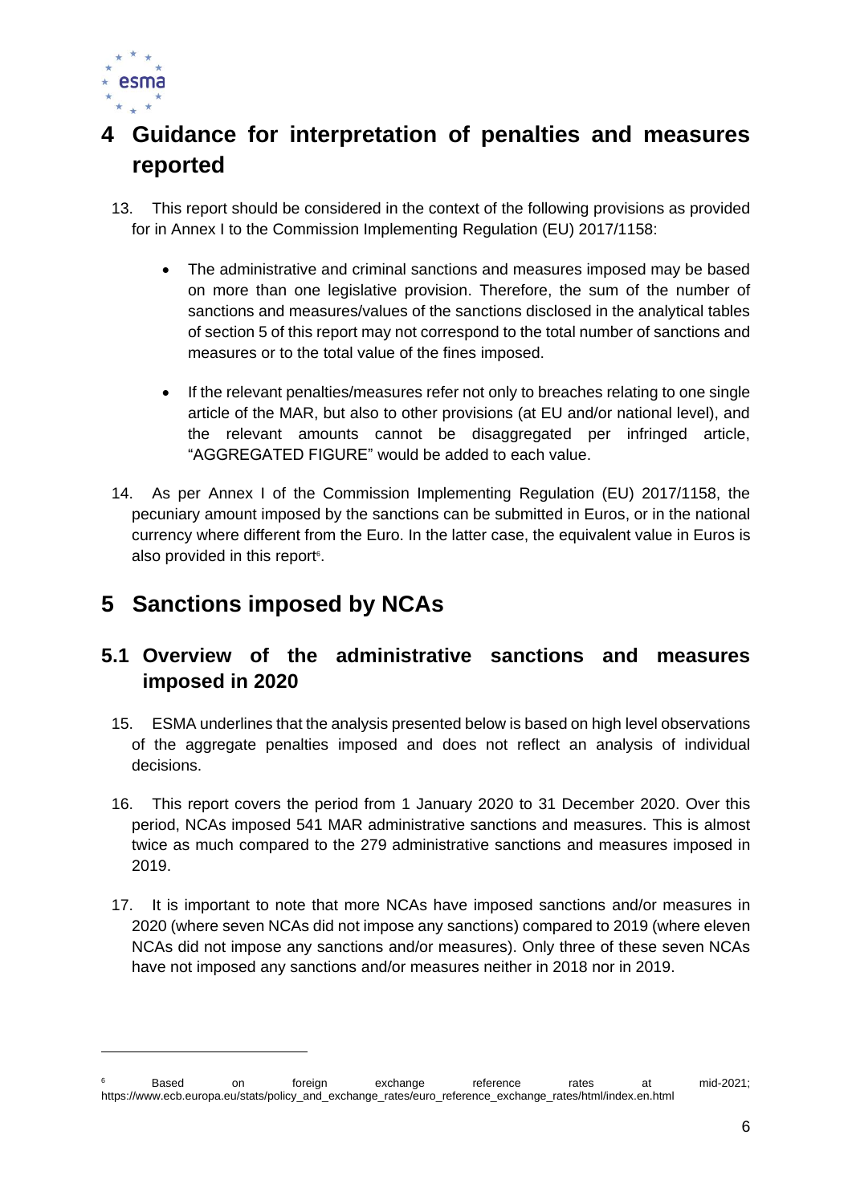# 4 Guidance for interpretation of penalties and measures reported

13. This report should be considered in the context of the following provisions as provided for in Annex I to the Commission Implementing Regulation (EU) 2017/1158:

    - The administrative and criminal sanctions and measures imposed may be based on more than one legislative provision. Therefore, the sum of the number of sanctions and measures/values of the sanctions disclosed in the analytical tables of section 5 of this report may not correspond to the total number of sanctions and measures or to the total value of the fines imposed.

    - If the relevant penalties/measures refer not only to breaches relating to one single article of the MAR, but also to other provisions (at EU and/or national level), and the relevant amounts cannot be disaggregated per infringed article, "AGGREGATED FIGURE" would be added to each value.

14. As per Annex I of the Commission Implementing Regulation (EU) 2017/1158, the pecuniary amount imposed by the sanctions can be submitted in Euros, or in the national currency where different from the Euro. In the latter case, the equivalent value in Euros is also provided in this report[6].

# 5 Sanctions imposed by NCAs

## 5.1 Overview of the administrative sanctions and measures imposed in 2020

15. ESMA underlines that the analysis presented below is based on high level observations of the aggregate penalties imposed and does not reflect an analysis of individual decisions.

16. This report covers the period from 1 January 2020 to 31 December 2020. Over this period, NCAs imposed 541 MAR administrative sanctions and measures. This is almost twice as much compared to the 279 administrative sanctions and measures imposed in 2019.

17. It is important to note that more NCAs have imposed sanctions and/or measures in 2020 (where seven NCAs did not impose any sanctions) compared to 2019 (where eleven NCAs did not impose any sanctions and/or measures). Only three of these seven NCAs have not imposed any sanctions and/or measures neither in 2018 nor in 2019.

[6] Based on foreign exchange reference rates at mid-2021; https://www.ecb.europa.eu/stats/policy_and_exchange_rates/euro_reference_exchange_rates/html/index.en.html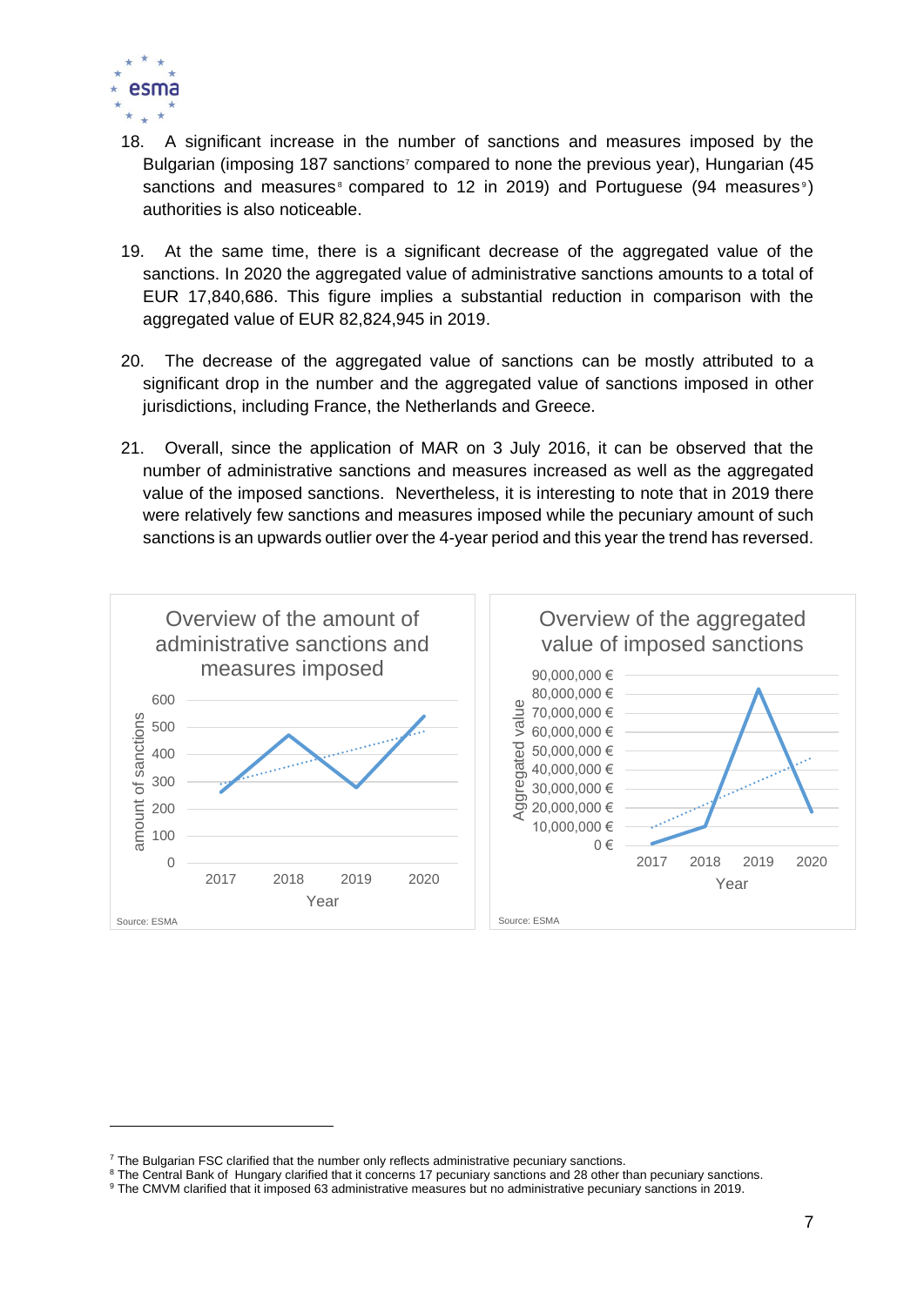18. A significant increase in the number of sanctions and measures imposed by the Bulgarian (imposing 187 sanctions[7] compared to none the previous year), Hungarian (45 sanctions and measures[8] compared to 12 in 2019) and Portuguese (94 measures[9]) authorities is also noticeable.

19. At the same time, there is a significant decrease of the aggregated value of the sanctions. In 2020 the aggregated value of administrative sanctions amounts to a total of EUR 17,840,686. This figure implies a substantial reduction in comparison with the aggregated value of EUR 82,824,945 in 2019.

20. The decrease of the aggregated value of sanctions can be mostly attributed to a significant drop in the number and the aggregated value of sanctions imposed in other jurisdictions, including France, the Netherlands and Greece.

21. Overall, since the application of MAR on 3 July 2016, it can be observed that the number of administrative sanctions and measures increased as well as the aggregated value of the imposed sanctions. Nevertheless, it is interesting to note that in 2019 there were relatively few sanctions and measures imposed while the pecuniary amount of such sanctions is an upwards outlier over the 4-year period and this year the trend has reversed.

Overview of the amount of administrative sanctions and measures imposed

Source: ESMA

Overview of the aggregated value of imposed sanctions

Source: ESMA

---

[7] The Bulgarian FSC clarified that the number only reflects administrative pecuniary sanctions.

[8] The Central Bank of Hungary clarified that it concerns 17 pecuniary sanctions and 28 other than pecuniary sanctions.

[9] The CMVM clarified that it imposed 63 administrative measures but no administrative pecuniary sanctions in 2019.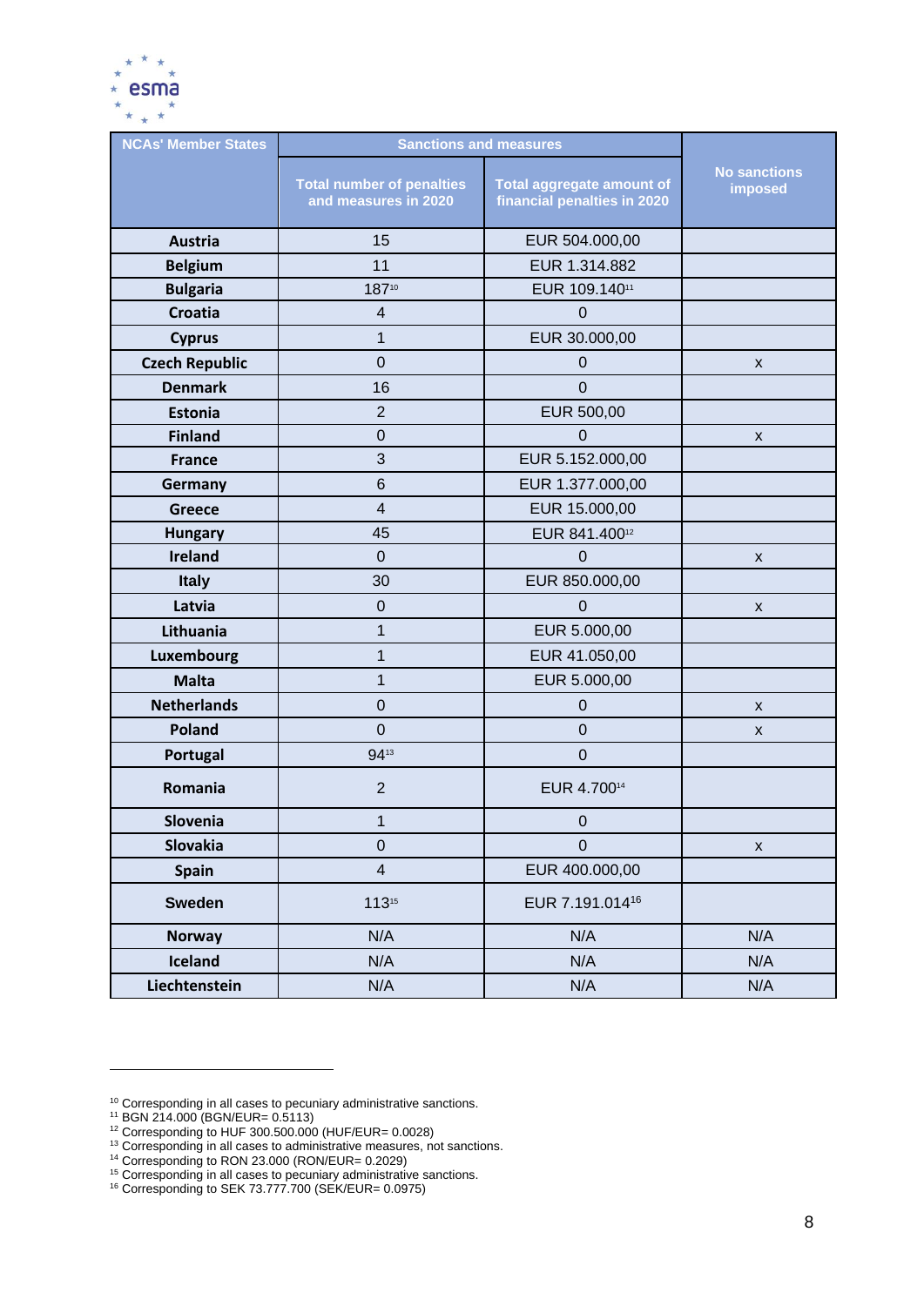| NCAs' Member States | Sanctions and measures | | No sanctions imposed |
|---|---|---|---|
| | Total number of penalties and measures in 2020 | Total aggregate amount of financial penalties in 2020 | |
| **Austria** | 15 | EUR 504.000,00 | |
| **Belgium** | 11 | EUR 1.314.882 | |
| **Bulgaria** | 187[10] | EUR 109.140[11] | |
| **Croatia** | 4 | 0 | |
| **Cyprus** | 1 | EUR 30.000,00 | |
| **Czech Republic** | 0 | 0 | x |
| **Denmark** | 16 | 0 | |
| **Estonia** | 2 | EUR 500,00 | |
| **Finland** | 0 | 0 | x |
| **France** | 3 | EUR 5.152.000,00 | |
| **Germany** | 6 | EUR 1.377.000,00 | |
| **Greece** | 4 | EUR 15.000,00 | |
| **Hungary** | 45 | EUR 841.400[12] | |
| **Ireland** | 0 | 0 | x |
| **Italy** | 30 | EUR 850.000,00 | |
| **Latvia** | 0 | 0 | x |
| **Lithuania** | 1 | EUR 5.000,00 | |
| **Luxembourg** | 1 | EUR 41.050,00 | |
| **Malta** | 1 | EUR 5.000,00 | |
| **Netherlands** | 0 | 0 | x |
| **Poland** | 0 | 0 | x |
| **Portugal** | 94[13] | 0 | |
| **Romania** | 2 | EUR 4.700[14] | |
| **Slovenia** | 1 | 0 | |
| **Slovakia** | 0 | 0 | x |
| **Spain** | 4 | EUR 400.000,00 | |
| **Sweden** | 113[15] | EUR 7.191.014[16] | |
| **Norway** | N/A | N/A | N/A |
| **Iceland** | N/A | N/A | N/A |
| **Liechtenstein** | N/A | N/A | N/A |

[10] Corresponding in all cases to pecuniary administrative sanctions.
[11] BGN 214.000 (BGN/EUR= 0.5113)
[12] Corresponding to HUF 300.500.000 (HUF/EUR= 0.0028)
[13] Corresponding in all cases to administrative measures, not sanctions.
[14] Corresponding to RON 23.000 (RON/EUR= 0.2029)
[15] Corresponding in all cases to pecuniary administrative sanctions.
[16] Corresponding to SEK 73.777.700 (SEK/EUR= 0.0975)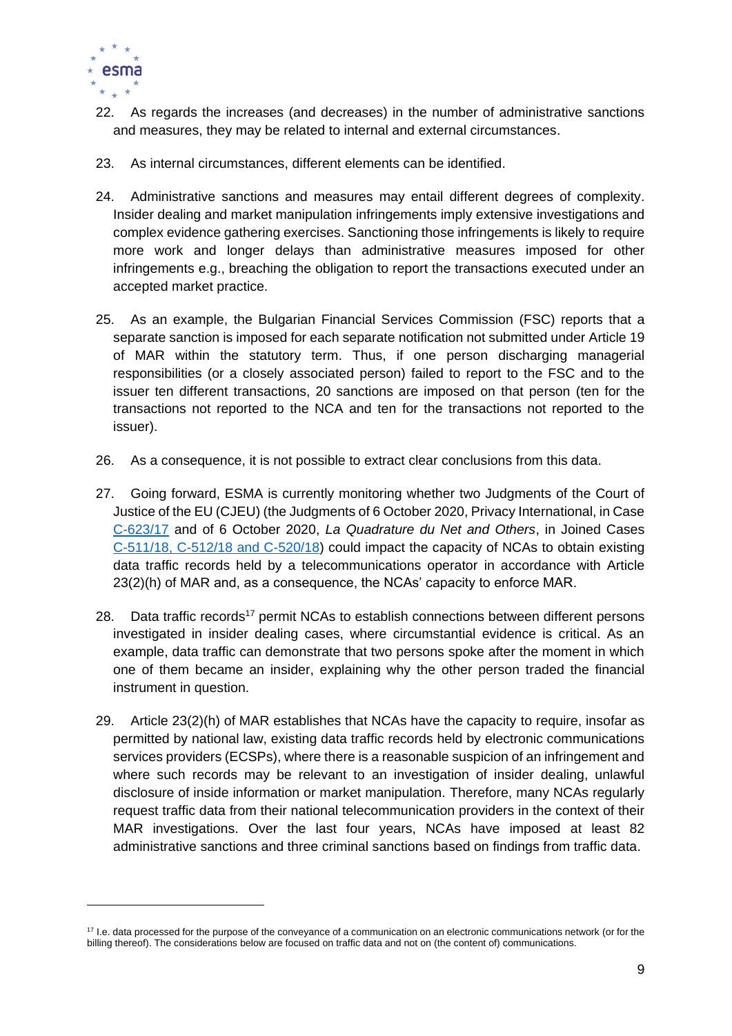22. As regards the increases (and decreases) in the number of administrative sanctions and measures, they may be related to internal and external circumstances.

23. As internal circumstances, different elements can be identified.

24. Administrative sanctions and measures may entail different degrees of complexity. Insider dealing and market manipulation infringements imply extensive investigations and complex evidence gathering exercises. Sanctioning those infringements is likely to require more work and longer delays than administrative measures imposed for other infringements e.g., breaching the obligation to report the transactions executed under an accepted market practice.

25. As an example, the Bulgarian Financial Services Commission (FSC) reports that a separate sanction is imposed for each separate notification not submitted under Article 19 of MAR within the statutory term. Thus, if one person discharging managerial responsibilities (or a closely associated person) failed to report to the FSC and to the issuer ten different transactions, 20 sanctions are imposed on that person (ten for the transactions not reported to the NCA and ten for the transactions not reported to the issuer).

26. As a consequence, it is not possible to extract clear conclusions from this data.

27. Going forward, ESMA is currently monitoring whether two Judgments of the Court of Justice of the EU (CJEU) (the Judgments of 6 October 2020, Privacy International, in Case C-623/17 and of 6 October 2020, *La Quadrature du Net and Others*, in Joined Cases C-511/18, C-512/18 and C-520/18) could impact the capacity of NCAs to obtain existing data traffic records held by a telecommunications operator in accordance with Article 23(2)(h) of MAR and, as a consequence, the NCAs' capacity to enforce MAR.

28. Data traffic records[17] permit NCAs to establish connections between different persons investigated in insider dealing cases, where circumstantial evidence is critical. As an example, data traffic can demonstrate that two persons spoke after the moment in which one of them became an insider, explaining why the other person traded the financial instrument in question.

29. Article 23(2)(h) of MAR establishes that NCAs have the capacity to require, insofar as permitted by national law, existing data traffic records held by electronic communications services providers (ECSPs), where there is a reasonable suspicion of an infringement and where such records may be relevant to an investigation of insider dealing, unlawful disclosure of inside information or market manipulation. Therefore, many NCAs regularly request traffic data from their national telecommunication providers in the context of their MAR investigations. Over the last four years, NCAs have imposed at least 82 administrative sanctions and three criminal sanctions based on findings from traffic data.

---

[17] I.e. data processed for the purpose of the conveyance of a communication on an electronic communications network (or for the billing thereof). The considerations below are focused on traffic data and not on (the content of) communications.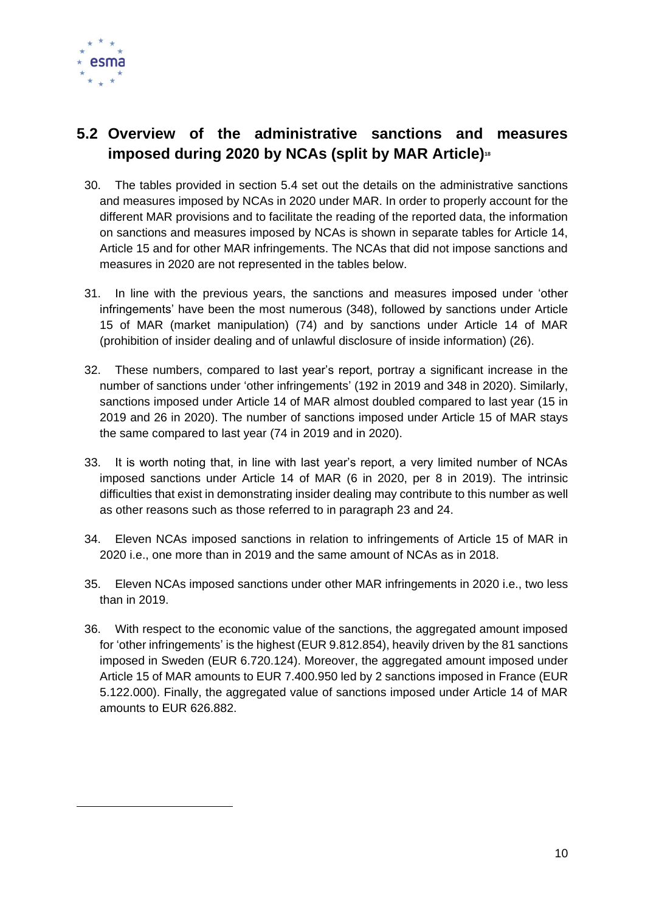## 5.2 Overview of the administrative sanctions and measures imposed during 2020 by NCAs (split by MAR Article)[18]

30. The tables provided in section 5.4 set out the details on the administrative sanctions and measures imposed by NCAs in 2020 under MAR. In order to properly account for the different MAR provisions and to facilitate the reading of the reported data, the information on sanctions and measures imposed by NCAs is shown in separate tables for Article 14, Article 15 and for other MAR infringements. The NCAs that did not impose sanctions and measures in 2020 are not represented in the tables below.

31. In line with the previous years, the sanctions and measures imposed under 'other infringements' have been the most numerous (348), followed by sanctions under Article 15 of MAR (market manipulation) (74) and by sanctions under Article 14 of MAR (prohibition of insider dealing and of unlawful disclosure of inside information) (26).

32. These numbers, compared to last year's report, portray a significant increase in the number of sanctions under 'other infringements' (192 in 2019 and 348 in 2020). Similarly, sanctions imposed under Article 14 of MAR almost doubled compared to last year (15 in 2019 and 26 in 2020). The number of sanctions imposed under Article 15 of MAR stays the same compared to last year (74 in 2019 and in 2020).

33. It is worth noting that, in line with last year's report, a very limited number of NCAs imposed sanctions under Article 14 of MAR (6 in 2020, per 8 in 2019). The intrinsic difficulties that exist in demonstrating insider dealing may contribute to this number as well as other reasons such as those referred to in paragraph 23 and 24.

34. Eleven NCAs imposed sanctions in relation to infringements of Article 15 of MAR in 2020 i.e., one more than in 2019 and the same amount of NCAs as in 2018.

35. Eleven NCAs imposed sanctions under other MAR infringements in 2020 i.e., two less than in 2019.

36. With respect to the economic value of the sanctions, the aggregated amount imposed for 'other infringements' is the highest (EUR 9.812.854), heavily driven by the 81 sanctions imposed in Sweden (EUR 6.720.124). Moreover, the aggregated amount imposed under Article 15 of MAR amounts to EUR 7.400.950 led by 2 sanctions imposed in France (EUR 5.122.000). Finally, the aggregated value of sanctions imposed under Article 14 of MAR amounts to EUR 626.882.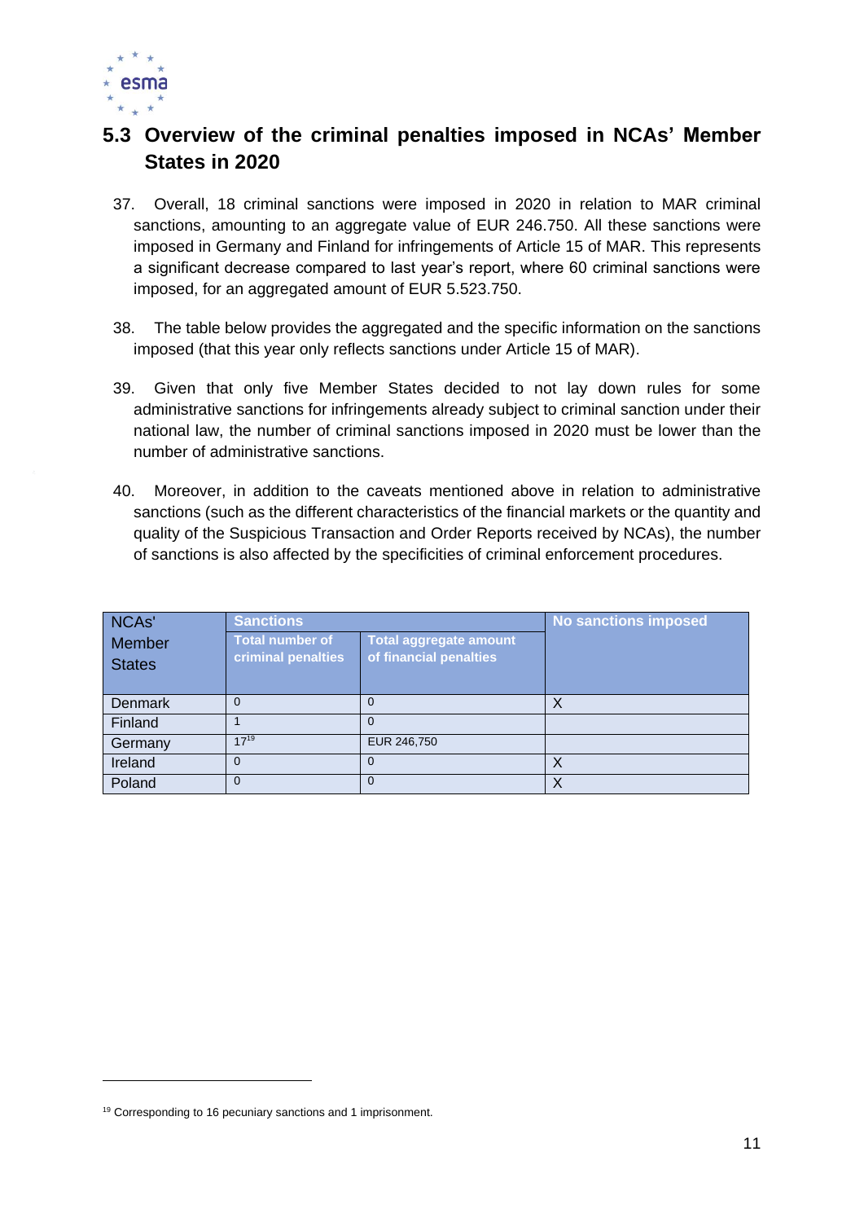## 5.3 Overview of the criminal penalties imposed in NCAs' Member States in 2020

37. Overall, 18 criminal sanctions were imposed in 2020 in relation to MAR criminal sanctions, amounting to an aggregate value of EUR 246.750. All these sanctions were imposed in Germany and Finland for infringements of Article 15 of MAR. This represents a significant decrease compared to last year's report, where 60 criminal sanctions were imposed, for an aggregated amount of EUR 5.523.750.

38. The table below provides the aggregated and the specific information on the sanctions imposed (that this year only reflects sanctions under Article 15 of MAR).

39. Given that only five Member States decided to not lay down rules for some administrative sanctions for infringements already subject to criminal sanction under their national law, the number of criminal sanctions imposed in 2020 must be lower than the number of administrative sanctions.

40. Moreover, in addition to the caveats mentioned above in relation to administrative sanctions (such as the different characteristics of the financial markets or the quantity and quality of the Suspicious Transaction and Order Reports received by NCAs), the number of sanctions is also affected by the specificities of criminal enforcement procedures.

| NCAs' Member States | Sanctions | | No sanctions imposed |
|---|---|---|---|
| | Total number of criminal penalties | Total aggregate amount of financial penalties | |
| Denmark | 0 | 0 | X |
| Finland | 1 | 0 | |
| Germany | 17[19] | EUR 246,750 | |
| Ireland | 0 | 0 | X |
| Poland | 0 | 0 | X |

[19] Corresponding to 16 pecuniary sanctions and 1 imprisonment.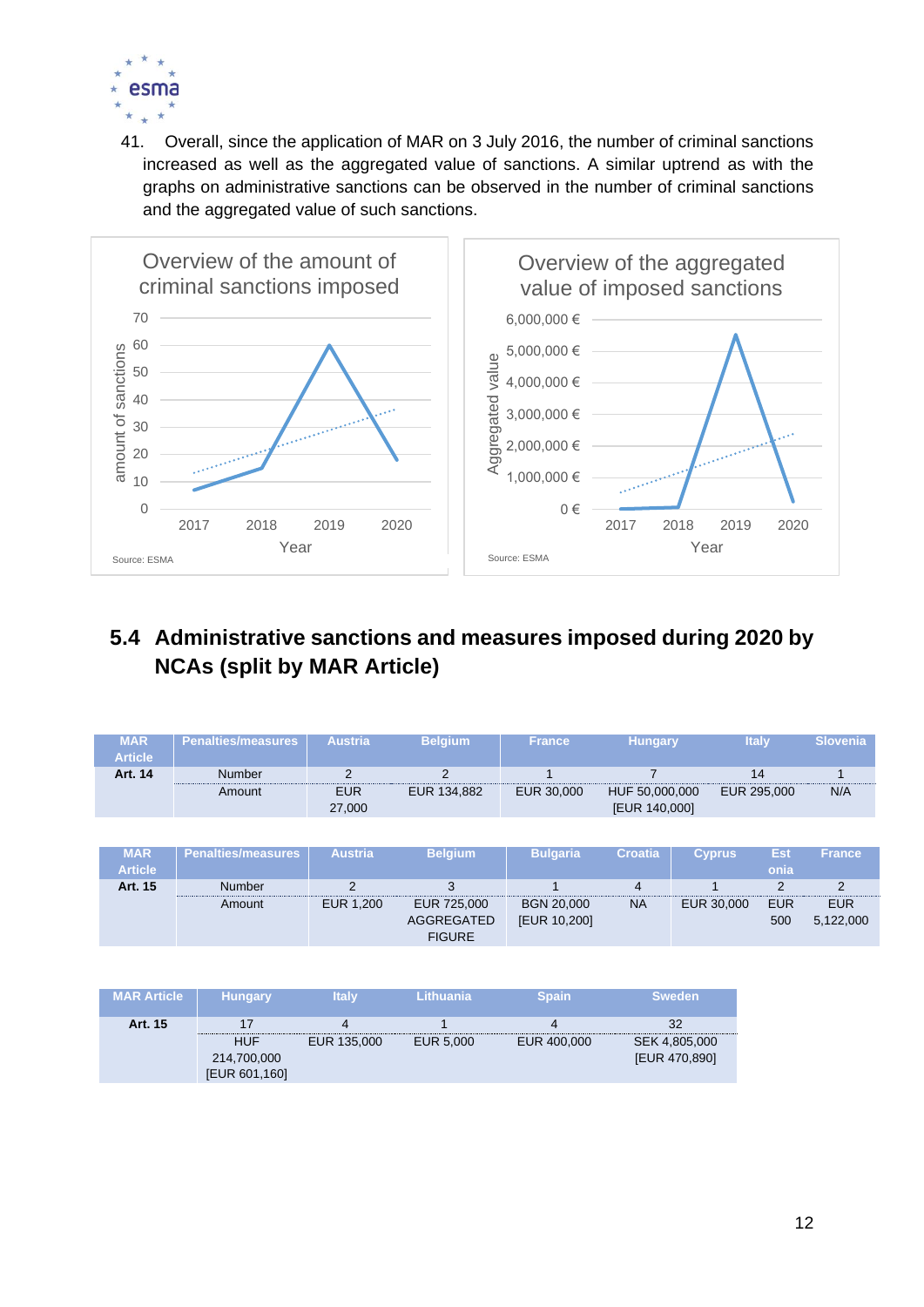41. Overall, since the application of MAR on 3 July 2016, the number of criminal sanctions increased as well as the aggregated value of sanctions. A similar uptrend as with the graphs on administrative sanctions can be observed in the number of criminal sanctions and the aggregated value of such sanctions.

Overview of the amount of criminal sanctions imposed

Source: ESMA

Overview of the aggregated value of imposed sanctions

Source: ESMA

## 5.4 Administrative sanctions and measures imposed during 2020 by NCAs (split by MAR Article)

| MAR Article | Penalties/measures | Austria | Belgium | France | Hungary | Italy | Slovenia |
|---|---|---|---|---|---|---|---|
| Art. 14 | Number | 2 | 2 | 1 | 7 | 14 | 1 |
| | Amount | EUR 27,000 | EUR 134,882 | EUR 30,000 | HUF 50,000,000 [EUR 140,000] | EUR 295,000 | N/A |

| MAR Article | Penalties/measures | Austria | Belgium | Bulgaria | Croatia | Cyprus | Estonia | France |
|---|---|---|---|---|---|---|---|---|
| Art. 15 | Number | 2 | 3 | 1 | 4 | 1 | 2 | 2 |
| | Amount | EUR 1,200 | EUR 725,000 AGGREGATED FIGURE | BGN 20,000 [EUR 10,200] | NA | EUR 30,000 | EUR 500 | EUR 5,122,000 |

| MAR Article | Hungary | Italy | Lithuania | Spain | Sweden |
|---|---|---|---|---|---|
| Art. 15 | 17 | 4 | 1 | 4 | 32 |
| | HUF 214,700,000 [EUR 601,160] | EUR 135,000 | EUR 5,000 | EUR 400,000 | SEK 4,805,000 [EUR 470,890] |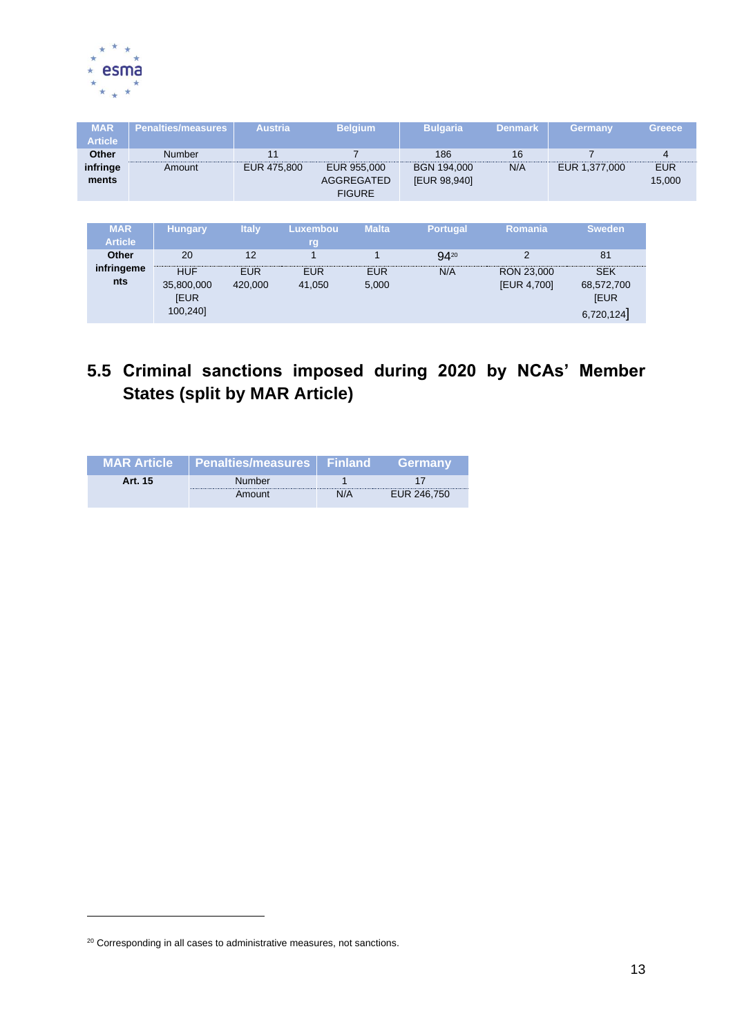| MAR Article | Penalties/measures | Austria | Belgium | Bulgaria | Denmark | Germany | Greece |
|---|---|---|---|---|---|---|---|
| Other infringe ments | Number | 11 | 7 | 186 | 16 | 7 | 4 |
| | Amount | EUR 475,800 | EUR 955,000 AGGREGATED FIGURE | BGN 194,000 [EUR 98,940] | N/A | EUR 1,377,000 | EUR 15,000 |

| MAR Article | Hungary | Italy | Luxembourg | Malta | Portugal | Romania | Sweden |
|---|---|---|---|---|---|---|---|
| Other infringements | 20 | 12 | 1 | 1 | 94[20] | 2 | 81 |
| | HUF 35,800,000 [EUR 100,240] | EUR 420,000 | EUR 41,050 | EUR 5,000 | N/A | RON 23,000 [EUR 4,700] | SEK 68,572,700 [EUR 6,720,124] |

## 5.5 Criminal sanctions imposed during 2020 by NCAs' Member States (split by MAR Article)

| MAR Article | Penalties/measures | Finland | Germany |
|---|---|---|---|
| Art. 15 | Number | 1 | 17 |
| | Amount | N/A | EUR 246,750 |

[20] Corresponding in all cases to administrative measures, not sanctions.